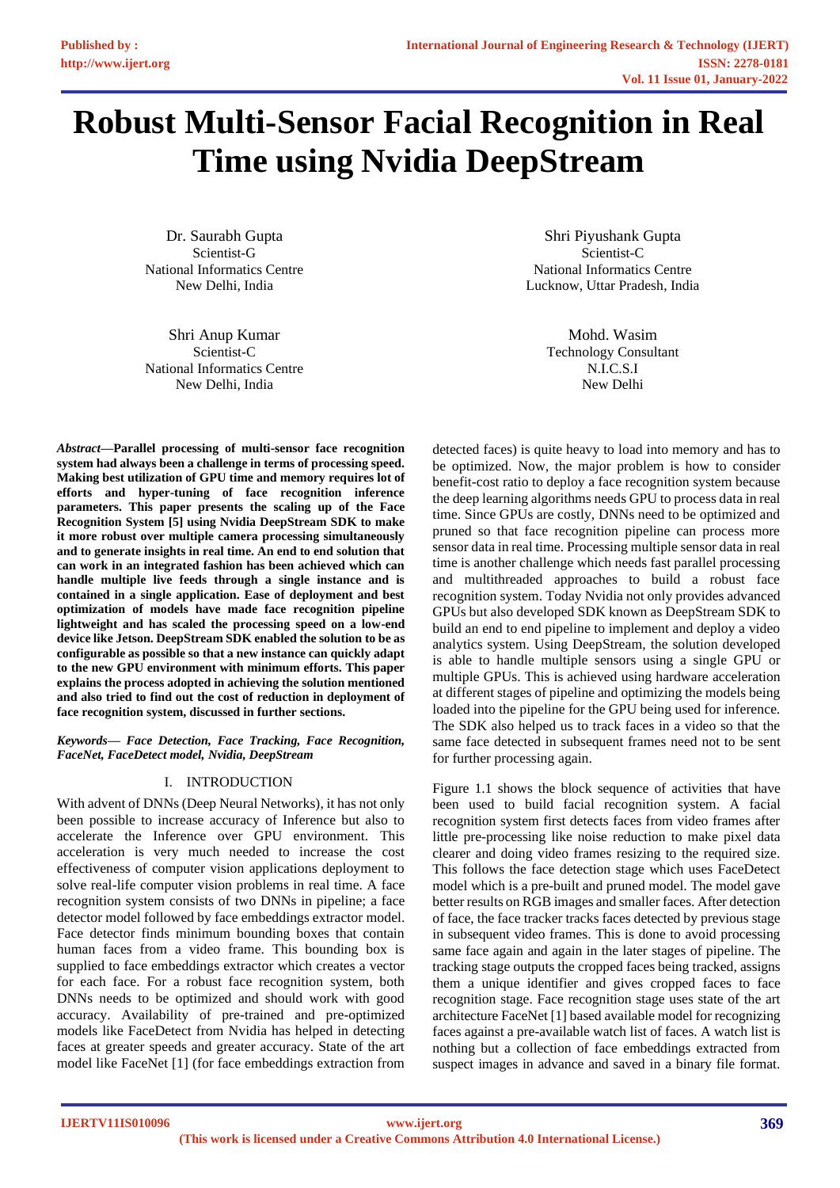# Robust Multi-Sensor Facial Recognition in Real Time using Nvidia DeepStream

Dr. Saurabh Gupta
Scientist-G
National Informatics Centre
New Delhi, India

Shri Piyushank Gupta
Scientist-C
National Informatics Centre
Lucknow, Uttar Pradesh, India

Shri Anup Kumar
Scientist-C
National Informatics Centre
New Delhi, India

Mohd. Wasim
Technology Consultant
N.I.C.S.I
New Delhi

***Abstract*—Parallel processing of multi-sensor face recognition system had always been a challenge in terms of processing speed. Making best utilization of GPU time and memory requires lot of efforts and hyper-tuning of face recognition inference parameters. This paper presents the scaling up of the Face Recognition System [5] using Nvidia DeepStream SDK to make it more robust over multiple camera processing simultaneously and to generate insights in real time. An end to end solution that can work in an integrated fashion has been achieved which can handle multiple live feeds through a single instance and is contained in a single application. Ease of deployment and best optimization of models have made face recognition pipeline lightweight and has scaled the processing speed on a low-end device like Jetson. DeepStream SDK enabled the solution to be as configurable as possible so that a new instance can quickly adapt to the new GPU environment with minimum efforts. This paper explains the process adopted in achieving the solution mentioned and also tried to find out the cost of reduction in deployment of face recognition system, discussed in further sections.**

***Keywords— Face Detection, Face Tracking, Face Recognition, FaceNet, FaceDetect model, Nvidia, DeepStream***

## I. INTRODUCTION

With advent of DNNs (Deep Neural Networks), it has not only been possible to increase accuracy of Inference but also to accelerate the Inference over GPU environment. This acceleration is very much needed to increase the cost effectiveness of computer vision applications deployment to solve real-life computer vision problems in real time. A face recognition system consists of two DNNs in pipeline; a face detector model followed by face embeddings extractor model. Face detector finds minimum bounding boxes that contain human faces from a video frame. This bounding box is supplied to face embeddings extractor which creates a vector for each face. For a robust face recognition system, both DNNs needs to be optimized and should work with good accuracy. Availability of pre-trained and pre-optimized models like FaceDetect from Nvidia has helped in detecting faces at greater speeds and greater accuracy. State of the art model like FaceNet [1] (for face embeddings extraction from detected faces) is quite heavy to load into memory and has to be optimized. Now, the major problem is how to consider benefit-cost ratio to deploy a face recognition system because the deep learning algorithms needs GPU to process data in real time. Since GPUs are costly, DNNs need to be optimized and pruned so that face recognition pipeline can process more sensor data in real time. Processing multiple sensor data in real time is another challenge which needs fast parallel processing and multithreaded approaches to build a robust face recognition system. Today Nvidia not only provides advanced GPUs but also developed SDK known as DeepStream SDK to build an end to end pipeline to implement and deploy a video analytics system. Using DeepStream, the solution developed is able to handle multiple sensors using a single GPU or multiple GPUs. This is achieved using hardware acceleration at different stages of pipeline and optimizing the models being loaded into the pipeline for the GPU being used for inference. The SDK also helped us to track faces in a video so that the same face detected in subsequent frames need not to be sent for further processing again.

Figure 1.1 shows the block sequence of activities that have been used to build facial recognition system. A facial recognition system first detects faces from video frames after little pre-processing like noise reduction to make pixel data clearer and doing video frames resizing to the required size. This follows the face detection stage which uses FaceDetect model which is a pre-built and pruned model. The model gave better results on RGB images and smaller faces. After detection of face, the face tracker tracks faces detected by previous stage in subsequent video frames. This is done to avoid processing same face again and again in the later stages of pipeline. The tracking stage outputs the cropped faces being tracked, assigns them a unique identifier and gives cropped faces to face recognition stage. Face recognition stage uses state of the art architecture FaceNet [1] based available model for recognizing faces against a pre-available watch list of faces. A watch list is nothing but a collection of face embeddings extracted from suspect images in advance and saved in a binary file format.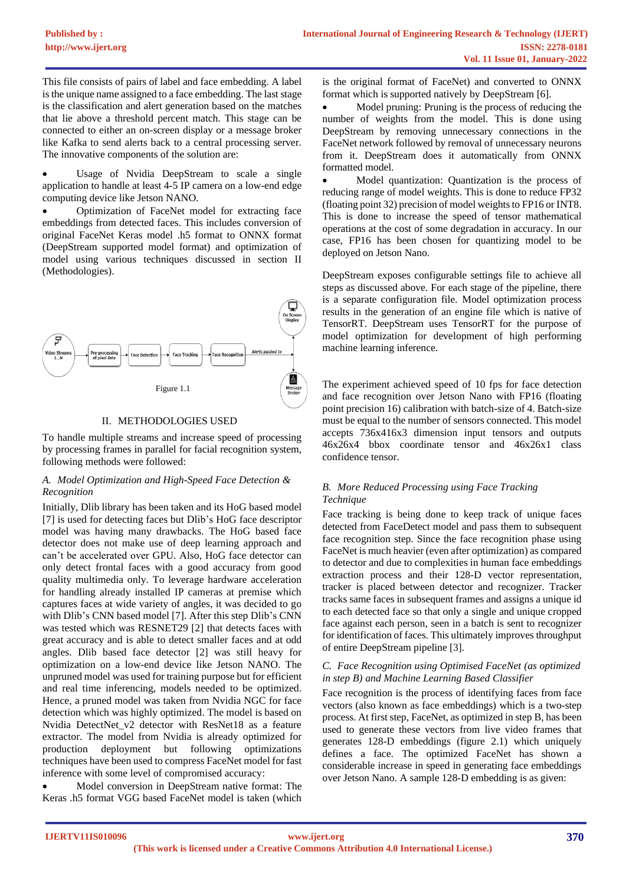This file consists of pairs of label and face embedding. A label is the unique name assigned to a face embedding. The last stage is the classification and alert generation based on the matches that lie above a threshold percent match. This stage can be connected to either an on-screen display or a message broker like Kafka to send alerts back to a central processing server. The innovative components of the solution are:

- Usage of Nvidia DeepStream to scale a single application to handle at least 4-5 IP camera on a low-end edge computing device like Jetson NANO.
- Optimization of FaceNet model for extracting face embeddings from detected faces. This includes conversion of original FaceNet Keras model .h5 format to ONNX format (DeepStream supported model format) and optimization of model using various techniques discussed in section II (Methodologies).

Figure 1.1

## II. METHODOLOGIES USED

To handle multiple streams and increase speed of processing by processing frames in parallel for facial recognition system, following methods were followed:

### *A. Model Optimization and High-Speed Face Detection & Recognition*

Initially, Dlib library has been taken and its HoG based model [7] is used for detecting faces but Dlib's HoG face descriptor model was having many drawbacks. The HoG based face detector does not make use of deep learning approach and can't be accelerated over GPU. Also, HoG face detector can only detect frontal faces with a good accuracy from good quality multimedia only. To leverage hardware acceleration for handling already installed IP cameras at premise which captures faces at wide variety of angles, it was decided to go with Dlib's CNN based model [7]. After this step Dlib's CNN was tested which was RESNET29 [2] that detects faces with great accuracy and is able to detect smaller faces and at odd angles. Dlib based face detector [2] was still heavy for optimization on a low-end device like Jetson NANO. The unpruned model was used for training purpose but for efficient and real time inferencing, models needed to be optimized. Hence, a pruned model was taken from Nvidia NGC for face detection which was highly optimized. The model is based on Nvidia DetectNet_v2 detector with ResNet18 as a feature extractor. The model from Nvidia is already optimized for production deployment but following optimizations techniques have been used to compress FaceNet model for fast inference with some level of compromised accuracy:

- Model conversion in DeepStream native format: The Keras .h5 format VGG based FaceNet model is taken (which is the original format of FaceNet) and converted to ONNX format which is supported natively by DeepStream [6].
- Model pruning: Pruning is the process of reducing the number of weights from the model. This is done using DeepStream by removing unnecessary connections in the FaceNet network followed by removal of unnecessary neurons from it. DeepStream does it automatically from ONNX formatted model.
- Model quantization: Quantization is the process of reducing range of model weights. This is done to reduce FP32 (floating point 32) precision of model weights to FP16 or INT8. This is done to increase the speed of tensor mathematical operations at the cost of some degradation in accuracy. In our case, FP16 has been chosen for quantizing model to be deployed on Jetson Nano.

DeepStream exposes configurable settings file to achieve all steps as discussed above. For each stage of the pipeline, there is a separate configuration file. Model optimization process results in the generation of an engine file which is native of TensorRT. DeepStream uses TensorRT for the purpose of model optimization for development of high performing machine learning inference.

The experiment achieved speed of 10 fps for face detection and face recognition over Jetson Nano with FP16 (floating point precision 16) calibration with batch-size of 4. Batch-size must be equal to the number of sensors connected. This model accepts 736x416x3 dimension input tensors and outputs 46x26x4 bbox coordinate tensor and 46x26x1 class confidence tensor.

### *B. More Reduced Processing using Face Tracking Technique*

Face tracking is being done to keep track of unique faces detected from FaceDetect model and pass them to subsequent face recognition step. Since the face recognition phase using FaceNet is much heavier (even after optimization) as compared to detector and due to complexities in human face embeddings extraction process and their 128-D vector representation, tracker is placed between detector and recognizer. Tracker tracks same faces in subsequent frames and assigns a unique id to each detected face so that only a single and unique cropped face against each person, seen in a batch is sent to recognizer for identification of faces. This ultimately improves throughput of entire DeepStream pipeline [3].

### *C. Face Recognition using Optimised FaceNet (as optimized in step B) and Machine Learning Based Classifier*

Face recognition is the process of identifying faces from face vectors (also known as face embeddings) which is a two-step process. At first step, FaceNet, as optimized in step B, has been used to generate these vectors from live video frames that generates 128-D embeddings (figure 2.1) which uniquely defines a face. The optimized FaceNet has shown a considerable increase in speed in generating face embeddings over Jetson Nano. A sample 128-D embedding is as given: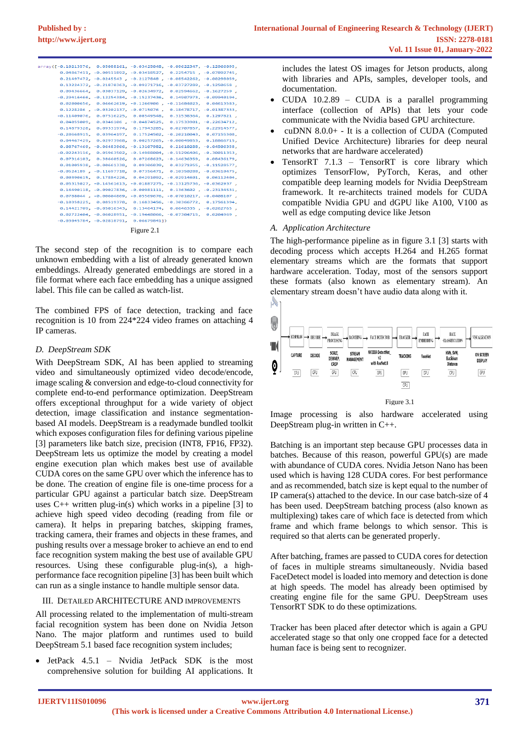```
array([-0.10213576,  0.05088161, -0.03425048, -0.08622347, -0.12968895,
        0.04867411, -0.00511892, -0.03418527,  0.2254715 , -0.07892745,
        0.21497472, -0.0245543 , -0.2127848 , -0.08542262, -0.00298859,
        0.13224372, -0.21870363, -0.09271716, -0.03727289, -0.1250658 ,
        0.09436664,  0.03037129, -0.02634972,  0.02594662, -0.1627259 ,
       -0.29416486, -0.12254384, -0.15237436,  0.14607973, -0.09940194,
        0.02880656,  0.04662619, -0.1266906 , -0.11484823,  0.04613583,
        0.1228288 , -0.03202137, -0.0715676 ,  0.18478717, -0.01387333,
       -0.11409076,  0.07516225,  0.08549548,  0.31538364,  0.1297821 ,
        0.04855009,  0.0346106 , -0.04874525,  0.17533001, -0.22634712,
        0.14879328,  0.09331974,  0.17943285,  0.02707857,  0.22914577,
       -0.20668915,  0.03964197,  0.17524502, -0.20210043,  0.07155308,
        0.04467429,  0.02973968,  0.00257265, -0.08049853,  0.16866715,
        0.08767469, -0.06483966, -0.13107982,  0.21610288, -0.04508358,
       -0.02243116,  0.05963502, -0.14988004, -0.11296406, -0.30011353,
        0.07316103,  0.38660526,  0.07268625, -0.14636359,  0.08436179,
        0.01809938, -0.00661338,  0.09306039,  0.03271955, -0.11528577,
       -0.0524189 , -0.11697718,  0.07356471,  0.10350288, -0.03610475,
        0.00390615,  0.17884226,  0.04291092, -0.02914601,  0.06112404,
        0.05315027, -0.14561613, -0.01887275, -0.13125736, -0.0362937 ,
        0.16490118, -0.09027836, -0.00981111,  0.1363602 , -0.23134531,
        0.0758044 , -0.00604869, -0.05569676, -0.07010217, -0.0408187 ,
       -0.10358225,  0.08519378,  0.16833456, -0.30366772,  0.17561394,
        0.14421709, -0.05016343,  0.13464174,  0.0646335 , -0.0262765 ,
        0.02722404, -0.06028951, -0.19448066, -0.07304715,  0.0204969 ,
       -0.03045784, -0.02818791,  0.06679841])
```

Figure 2.1

The second step of the recognition is to compare each unknown embedding with a list of already generated known embeddings. Already generated embeddings are stored in a file format where each face embedding has a unique assigned label. This file can be called as watch-list.

The combined FPS of face detection, tracking and face recognition is 10 from 224*224 video frames on attaching 4 IP cameras.

### *D. DeepStream SDK*

With DeepStream SDK, AI has been applied to streaming video and simultaneously optimized video decode/encode, image scaling & conversion and edge-to-cloud connectivity for complete end-to-end performance optimization. DeepStream offers exceptional throughput for a wide variety of object detection, image classification and instance segmentation-based AI models. DeepStream is a readymade bundled toolkit which exposes configuration files for defining various pipeline [3] parameters like batch size, precision (INT8, FP16, FP32). DeepStream lets us optimize the model by creating a model engine execution plan which makes best use of available CUDA cores on the same GPU over which the inference has to be done. The creation of engine file is one-time process for a particular GPU against a particular batch size. DeepStream uses C++ written plug-in(s) which works in a pipeline [3] to achieve high speed video decoding (reading from file or camera). It helps in preparing batches, skipping frames, tracking camera, their frames and objects in these frames, and pushing results over a message broker to achieve an end to end face recognition system making the best use of available GPU resources. Using these configurable plug-in(s), a high-performance face recognition pipeline [3] has been built which can run as a single instance to handle multiple sensor data.

## III. Detailed Architecture and Improvements

All processing related to the implementation of multi-stream facial recognition system has been done on Nvidia Jetson Nano. The major platform and runtimes used to build DeepStream 5.1 based face recognition system includes;

- JetPack 4.5.1 – Nvidia JetPack SDK is the most comprehensive solution for building AI applications. It includes the latest OS images for Jetson products, along with libraries and APIs, samples, developer tools, and documentation.
- CUDA 10.2.89 – CUDA is a parallel programming interface (collection of APIs) that lets your code communicate with the Nvidia based GPU architecture.
- cuDNN 8.0.0+ - It is a collection of CUDA (Computed Unified Device Architecture) libraries for deep neural networks that are hardware accelerated)
- TensorRT 7.1.3 – TensorRT is core library which optimizes TensorFlow, PyTorch, Keras, and other compatible deep learning models for Nvidia DeepStream framework. It re-architects trained models for CUDA compatible Nvidia GPU and dGPU like A100, V100 as well as edge computing device like Jetson

### *A. Application Architecture*

The high-performance pipeline as in figure 3.1 [3] starts with decoding process which accepts H.264 and H.265 format elementary streams which are the formats that support hardware acceleration. Today, most of the sensors support these formats (also known as elementary stream). An elementary stream doesn't have audio data along with it.

| RTSP/RAW | DECODE | IMAGE PROCESSING | BATCHING | FACE DETECTOR | TRACKER | FACE EMBEDDING | FACE CLASSIFICATION | VISUALIZATION |
|---|---|---|---|---|---|---|---|---|
| CAPTURE | DECODE | SCALE, DEWARP, CROP | STREAM MANAGEMENT | NVIDIA DetectNet_v2 with ResNet18 | TRACKING | FaceNet | KNN, SVM, Euclidean Distance | ON SCREEN DISPLAY |
| CPU | GPU | GPU | CPU | GPU | GPU / CPU | GPU | CPU | GPU |

Figure 3.1

Image processing is also hardware accelerated using DeepStream plug-in written in C++.

Batching is an important step because GPU processes data in batches. Because of this reason, powerful GPU(s) are made with abundance of CUDA cores. Nvidia Jetson Nano has been used which is having 128 CUDA cores. For best performance and as recommended, batch size is kept equal to the number of IP camera(s) attached to the device. In our case batch-size of 4 has been used. DeepStream batching process (also known as multiplexing) takes care of which face is detected from which frame and which frame belongs to which sensor. This is required so that alerts can be generated properly.

After batching, frames are passed to CUDA cores for detection of faces in multiple streams simultaneously. Nvidia based FaceDetect model is loaded into memory and detection is done at high speeds. The model has already been optimised by creating engine file for the same GPU. DeepStream uses TensorRT SDK to do these optimizations.

Tracker has been placed after detector which is again a GPU accelerated stage so that only one cropped face for a detected human face is being sent to recognizer.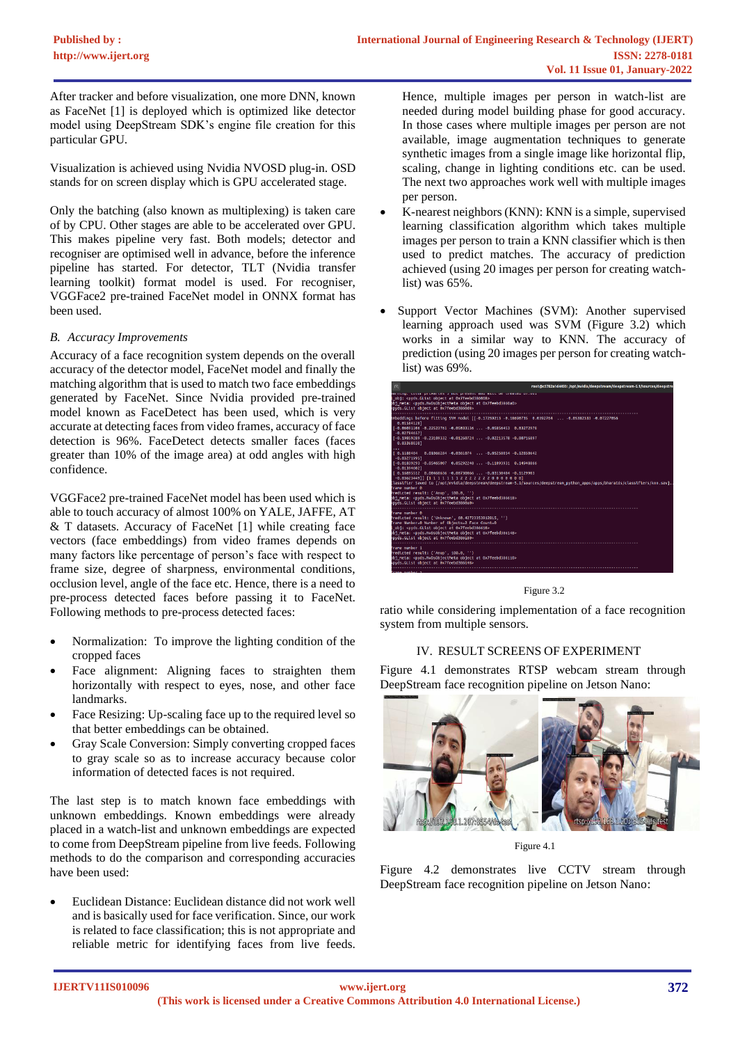After tracker and before visualization, one more DNN, known as FaceNet [1] is deployed which is optimized like detector model using DeepStream SDK's engine file creation for this particular GPU.

Visualization is achieved using Nvidia NVOSD plug-in. OSD stands for on screen display which is GPU accelerated stage.

Only the batching (also known as multiplexing) is taken care of by CPU. Other stages are able to be accelerated over GPU. This makes pipeline very fast. Both models; detector and recogniser are optimised well in advance, before the inference pipeline has started. For detector, TLT (Nvidia transfer learning toolkit) format model is used. For recogniser, VGGFace2 pre-trained FaceNet model in ONNX format has been used.

### *B. Accuracy Improvements*

Accuracy of a face recognition system depends on the overall accuracy of the detector model, FaceNet model and finally the matching algorithm that is used to match two face embeddings generated by FaceNet. Since Nvidia provided pre-trained model known as FaceDetect has been used, which is very accurate at detecting faces from video frames, accuracy of face detection is 96%. FaceDetect detects smaller faces (faces greater than 10% of the image area) at odd angles with high confidence.

VGGFace2 pre-trained FaceNet model has been used which is able to touch accuracy of almost 100% on YALE, JAFFE, AT & T datasets. Accuracy of FaceNet [1] while creating face vectors (face embeddings) from video frames depends on many factors like percentage of person's face with respect to frame size, degree of sharpness, environmental conditions, occlusion level, angle of the face etc. Hence, there is a need to pre-process detected faces before passing it to FaceNet. Following methods to pre-process detected faces:

- Normalization: To improve the lighting condition of the cropped faces
- Face alignment: Aligning faces to straighten them horizontally with respect to eyes, nose, and other face landmarks.
- Face Resizing: Up-scaling face up to the required level so that better embeddings can be obtained.
- Gray Scale Conversion: Simply converting cropped faces to gray scale so as to increase accuracy because color information of detected faces is not required.

The last step is to match known face embeddings with unknown embeddings. Known embeddings were already placed in a watch-list and unknown embeddings are expected to come from DeepStream pipeline from live feeds. Following methods to do the comparison and corresponding accuracies have been used:

- Euclidean Distance: Euclidean distance did not work well and is basically used for face verification. Since, our work is related to face classification; this is not appropriate and reliable metric for identifying faces from live feeds. Hence, multiple images per person in watch-list are needed during model building phase for good accuracy. In those cases where multiple images per person are not available, image augmentation techniques to generate synthetic images from a single image like horizontal flip, scaling, change in lighting conditions etc. can be used. The next two approaches work well with multiple images per person.
- K-nearest neighbors (KNN): KNN is a simple, supervised learning classification algorithm which takes multiple images per person to train a KNN classifier which is then used to predict matches. The accuracy of prediction achieved (using 20 images per person for creating watch-list) was 65%.
- Support Vector Machines (SVM): Another supervised learning approach used was SVM (Figure 3.2) which works in a similar way to KNN. The accuracy of prediction (using 20 images per person for creating watch-list) was 69%.

Figure 3.2

ratio while considering implementation of a face recognition system from multiple sensors.

## IV. RESULT SCREENS OF EXPERIMENT

Figure 4.1 demonstrates RTSP webcam stream through DeepStream face recognition pipeline on Jetson Nano:

Figure 4.1

Figure 4.2 demonstrates live CCTV stream through DeepStream face recognition pipeline on Jetson Nano: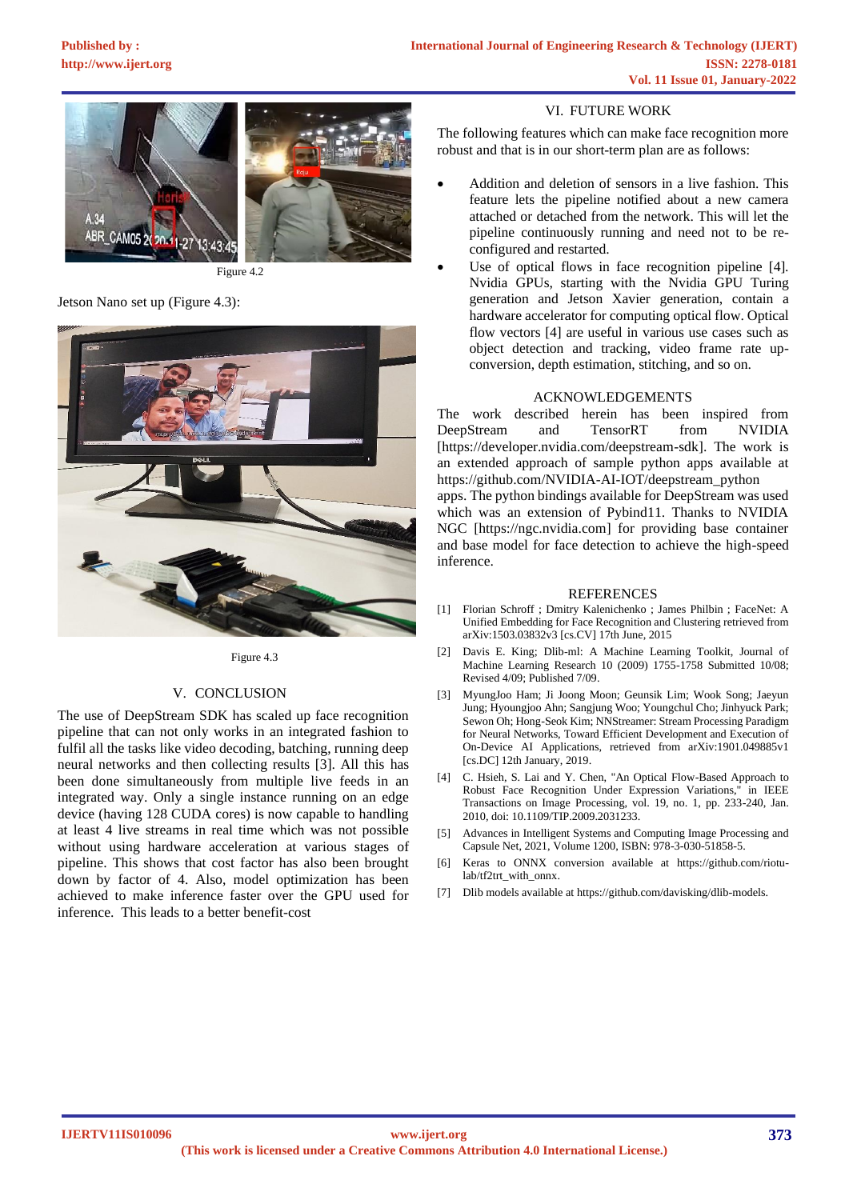Figure 4.2

Jetson Nano set up (Figure 4.3):

Figure 4.3

## V. CONCLUSION

The use of DeepStream SDK has scaled up face recognition pipeline that can not only works in an integrated fashion to fulfil all the tasks like video decoding, batching, running deep neural networks and then collecting results [3]. All this has been done simultaneously from multiple live feeds in an integrated way. Only a single instance running on an edge device (having 128 CUDA cores) is now capable to handling at least 4 live streams in real time which was not possible without using hardware acceleration at various stages of pipeline. This shows that cost factor has also been brought down by factor of 4. Also, model optimization has been achieved to make inference faster over the GPU used for inference. This leads to a better benefit-cost

## VI. FUTURE WORK

The following features which can make face recognition more robust and that is in our short-term plan are as follows:

- Addition and deletion of sensors in a live fashion. This feature lets the pipeline notified about a new camera attached or detached from the network. This will let the pipeline continuously running and need not to be re-configured and restarted.
- Use of optical flows in face recognition pipeline [4]. Nvidia GPUs, starting with the Nvidia GPU Turing generation and Jetson Xavier generation, contain a hardware accelerator for computing optical flow. Optical flow vectors [4] are useful in various use cases such as object detection and tracking, video frame rate up-conversion, depth estimation, stitching, and so on.

## ACKNOWLEDGEMENTS

The work described herein has been inspired from DeepStream and TensorRT from NVIDIA [https://developer.nvidia.com/deepstream-sdk]. The work is an extended approach of sample python apps available at https://github.com/NVIDIA-AI-IOT/deepstream_python apps. The python bindings available for DeepStream was used which was an extension of Pybind11. Thanks to NVIDIA NGC [https://ngc.nvidia.com] for providing base container and base model for face detection to achieve the high-speed inference.

## REFERENCES

[1] Florian Schroff ; Dmitry Kalenichenko ; James Philbin ; FaceNet: A Unified Embedding for Face Recognition and Clustering retrieved from arXiv:1503.03832v3 [cs.CV] 17th June, 2015

[2] Davis E. King; Dlib-ml: A Machine Learning Toolkit, Journal of Machine Learning Research 10 (2009) 1755-1758 Submitted 10/08; Revised 4/09; Published 7/09.

[3] MyungJoo Ham; Ji Joong Moon; Geunsik Lim; Wook Song; Jaeyun Jung; Hyoungjoo Ahn; Sangjung Woo; Youngchul Cho; Jinhyuck Park; Sewon Oh; Hong-Seok Kim; NNStreamer: Stream Processing Paradigm for Neural Networks, Toward Efficient Development and Execution of On-Device AI Applications, retrieved from arXiv:1901.049885v1 [cs.DC] 12th January, 2019.

[4] C. Hsieh, S. Lai and Y. Chen, "An Optical Flow-Based Approach to Robust Face Recognition Under Expression Variations," in IEEE Transactions on Image Processing, vol. 19, no. 1, pp. 233-240, Jan. 2010, doi: 10.1109/TIP.2009.2031233.

[5] Advances in Intelligent Systems and Computing Image Processing and Capsule Net, 2021, Volume 1200, ISBN: 978-3-030-51858-5.

[6] Keras to ONNX conversion available at https://github.com/riotu-lab/tf2trt_with_onnx.

[7] Dlib models available at https://github.com/davisking/dlib-models.